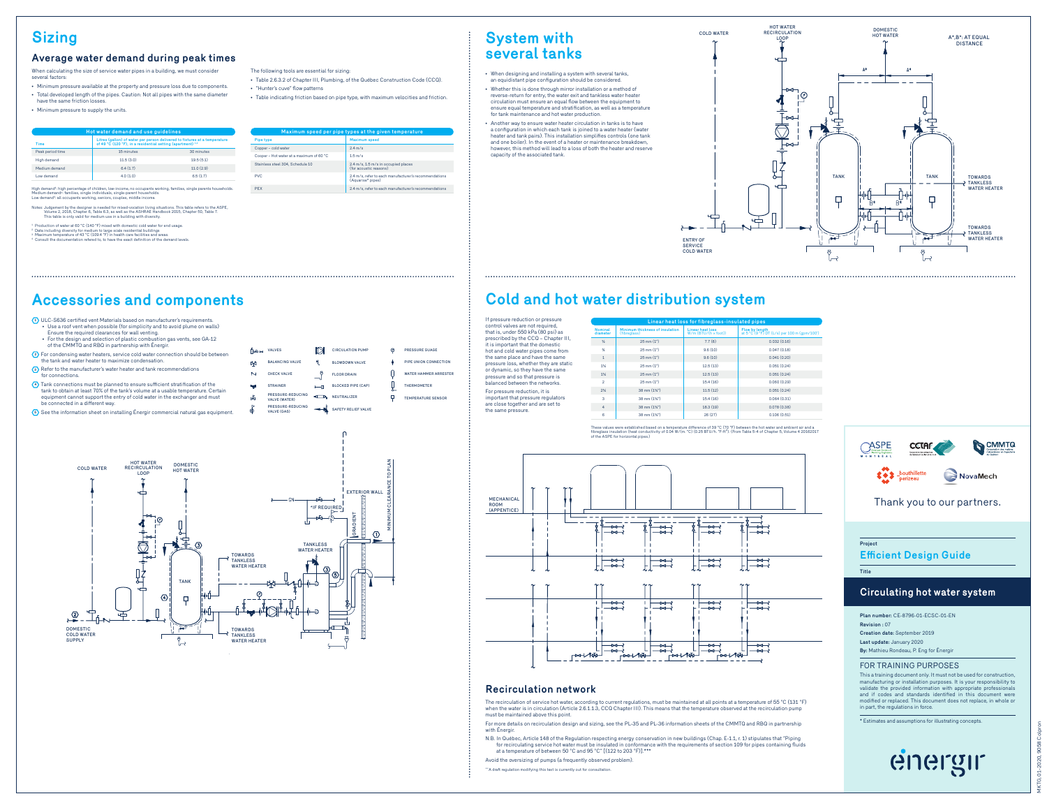# Sizing

## Average water demand during peak times

When calculating the size of service water pipes in a building, we must consider several factors:

- Minimum pressure available at the property and pressure loss due to components.
- Total developed length of the pipes. Caution: Not all pipes with the same diameter have the same friction losses.
- Minimum pressure to supply the units.

The following tools are essential for sizing:

- Table 2.6.3.2 of Chapter III, Plumbing, of the Québec Construction Code (CCQ).
- "Hunter's cuve" flow patterns
- Table indicating friction based on pipe type, with maximum velocities and friction.

**Hot water demand and use guidelines**

| Time | Litres (gallon) of water per person delivered to fixtures at a temperature of 49 °C (120 °F), in a residential setting (apartment) [1,2] | |
|---|---|---|
| Peak period time | 15 minutes | 30 minutes |
| High demand | 11.5 (3.0) | 19.5 (5.1) |
| Medium demand | 6.4 (1.7) | 11.0 (2.9) |
| Low demand | 4.0 (1.0) | 6.5 (1.7) |

High demand[4]: high percentage of children, low-income, no occupants working, families, single parents households.
Medium demand[4]: families, single individuals, single-parent households.
Low demand[4]: all occupants working, seniors, couples, middle income.

Notes: Judgement by the designer is needed for mixed-vocation living situations. This table refers to the ASPE, Volume 2, 2018, Chapter 6, Table 6.3, as well as the ASHRAE Handbook 2015, Chapter 50, Table 7. This table is only valid for medium use in a building with diversity.

[1] Production of water at 60 °C (140 °F) mixed with domestic cold water for end usage.
[2] Data including diversity for medium to large scale residential buildings
[3] Maximum temperature of 43 °C (109.4 °F) in health care facilities and areas.
[4] Consult the documentation refered to, to have the exact definition of the demand levels.

**Maximum speed per pipe types at the given temperature**

| Pipe type | Maximum speed |
|---|---|
| Copper – cold water | 2.4 m/s |
| Copper – Hot water at a maximum of 60 °C | 1.5 m/s |
| Stainless steel 304, Schedule 10 | 2.4 m/s; 1.5 m/s in occupied places (for acoustic reasons) |
| PVC | 2.4 m/s, refer to each manufacturer's recommendations (Aquarise® pipes) |
| PEX | 2.4 m/s, refer to each manufacturer's recommendations |

# System with several tanks

- When designing and installing a system with several tanks, an equidistant pipe configuration should be considered.
- Whether this is done through mirror installation or a method of reverse-return for entry, the water exit and tankless water heater circulation must ensure an equal flow between the equipment to ensure equal temperature and stratification, as well as a temperature for tank maintenance and hot water production.
- Another way to ensure water heater circulation in tanks is to have a configuration in which each tank is joined to a water heater (water heater and tank pairs). This installation simplifies controls (one tank and one boiler). In the event of a heater or maintenance breakdown, however, this method will lead to a loss of both the heater and reserve capacity of the associated tank.

COLD WATER — HOT WATER RECIRCULATION LOOP — DOMESTIC HOT WATER — A*,B*: AT EQUAL DISTANCE — TANK — TANK — TOWARDS TANKLESS WATER HEATER — TOWARDS TANKLESS WATER HEATER — ENTRY OF SERVICE COLD WATER

# Accessories and components

1. ULC-S636 certified vent Materials based on manufacturer's requirements.
   - Use a roof vent when possible (for simplicity and to avoid plume on walls) Ensure the required clearances for wall venting.
   - For the design and selection of plastic combustion gas vents, see GA-12 of the CMMTQ and RBQ in partnership with Énergir.
2. For condensing water heaters, service cold water connection should be between the tank and water heater to maximize condensation.
3. Refer to the manufacturer's water heater and tank recommendations for connections.
4. Tank connections must be planned to ensure sufficient stratification of the tank to obtain at least 70% of the tank's volume at a usable temperature. Certain equipment cannot support the entry of cold water in the exchanger and must be connected in a different way.
5. See the information sheet on installing Énergir commercial natural gas equipment.

Legend: VALVES — BALANCING VALVE — CHECK VALVE — STRAINER — PRESSURE-REDUCING VALVE (WATER) — PRESSURE-REDUCING VALVE (GAS) — CIRCULATION PUMP — BLOWDOWN VALVE — FLOOR DRAIN — BLOCKED PIPE (CAP) — NEUTRALIZER — SAFETY RELIEF VALVE — PRESSURE GUAGE — PIPE UNION CONNECTION — WATER HAMMER ARRESTER — THERMOMETER — TEMPERATURE SENSOR

COLD WATER — HOT WATER RECIRCULATION LOOP — DOMESTIC HOT WATER — TANK — TOWARDS TANKLESS WATER HEATER — TOWARDS TANKLESS WATER HEATER — DOMESTIC COLD WATER SUPPLY — EXTERIOR WALL — *IF REQUIRED — GRADIENT — MINIMUM CLEARANCE TO PLAN — TANKLESS WATER HEATER

# Cold and hot water distribution system

If pressure reduction or pressure control valves are not required, that is, under 550 kPa (80 psi) as prescribed by the CCQ – Chapter III, it is important that the domestic hot and cold water pipes come from the same place and have the same pressure loss, whether they are static or dynamic, so that they have the same pressure and so that pressure is balanced between the networks.

For pressure reduction, it is important that pressure regulators are close together and are set to the same pressure.

**Linear heat loss for fibreglass-insulated pipes**

| Nominal diameter | Minimum thickness of insulation (fibreglass) | Linear heat loss W/m (BTU/(h x foot)) | Flow by length at 5 °C (9 °F) ΔT (L/s) per 100 m (gpm/100') |
|---|---|---|---|
| ½ | 25 mm (1") | 7.7 (8) | 0.032 (0.16) |
| ¾ | 25 mm (1") | 9.6 (10) | 0.047 (0.18) |
| 1 | 25 mm (1") | 9.6 (10) | 0.041 (0.20) |
| 1¼ | 25 mm (1") | 12.5 (13) | 0.051 (0.24) |
| 1½ | 25 mm (1") | 12.5 (13) | 0.051 (0.24) |
| 2 | 25 mm (1") | 15.4 (16) | 0.060 (0.29) |
| 2½ | 38 mm (1½") | 11.5 (12) | 0.051 (0.24) |
| 3 | 38 mm (1½") | 15.4 (16) | 0.064 (0.31) |
| 4 | 38 mm (1½") | 18.3 (19) | 0.078 (0.36) |
| 6 | 38 mm (1½") | 26 (27) | 0.106 (0.51) |

These values were established based on a temperature difference of 39 °C (70 °F) between the hot water and ambient air and a fibreglass insulation (heat conductivity of 0.04 W/(m. °C) (0.25 BTU/h. °F-ft²). (From Table 5-4 of Chapter 5, Volume 4 20162017 of the ASPE for horizontal pipes.)

MECHANICAL ROOM (APPENTICE)

## Recirculation network

The recirculation of service hot water, according to current regulations, must be maintained at all points at a temperature of 55 °C (131 °F) when the water is in circulation (Article 2.6.1.13, CCQ Chapter III). This means that the temperature observed at the recirculation pump must be maintained above this point.

For more details on recirculation design and sizing, see the PL-35 and PL-36 information sheets of the CMMTQ and RBQ in partnership with Énergir.

N.B. In Québec, Article 148 of the Regulation respecting energy conservation in new buildings (Chap. E-1.1, r. 1) stipulates that "Piping for recirculating service hot water must be insulated in conformance with the requirements of section 109 for pipes containing fluids at a temperature of between 50 °C and 95 °C" [(122 to 203 °F)].***

Avoid the oversizing of pumps (a frequently observed problem).

*** A draft regulation modifying this text is currently out for consultation.

Thank you to our partners.

**Project**
Efficient Design Guide

**Title**
Circulating hot water system

**Plan number:** CE-8796-01-ECSC-01-EN
**Revision :** 07
**Creation date:** September 2019
**Last update:** January 2020
**By:** Mathieu Rondeau, P. Eng for Énergir

FOR TRAINING PURPOSES

This a training document only. It must not be used for construction, manufacturing or installation purposes. It is your responsibility to validate the provided information with appropriate professionals and if codes and standards identified in this document were modified or replaced. This document does not replace, in whole or in part, the regulations in force.

* Estimates and assumptions for illustrating concepts.

énergir

MKTG.01-2020, 9058 Colpron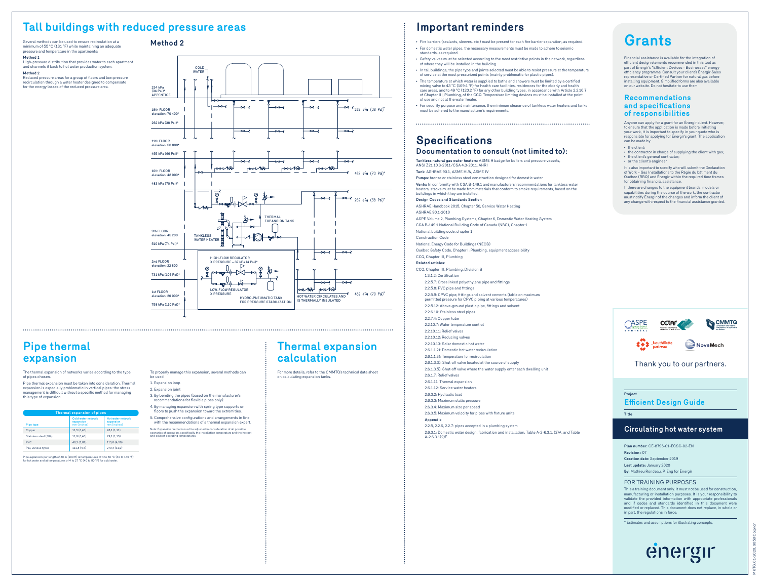# Tall buildings with reduced pressure areas

Several methods can be used to ensure recirculation at a minimum of 55 °C (131 °F) while maintaining an adequate pressure and temperature in the apartments:

**Method 1**

High-pressure distribution that provides water to each apartment and channels it back to hot water production system.

**Method 2**

Reduced pressure areas for a group of floors and low-pressure recirculation through a water heater designed to compensate for the energy losses of the reduced pressure area.

## Method 2

COLD WATER

234 kPa (34 Psi)* APPENTICE

18th FLOOR elevation: 70 400*

262 kPa (38 Psi)*

11th FLOOR elevation: 50 800*

455 kPa (66 Psi)*

10th FLOOR elevation: 48 000*

483 kPa (70 Psi)*

9th FLOOR elevation: 45 200

510 kPa (74 Psi)*

2nd FLOOR elevation: 22 800

731 kPa (106 Psi)*

1st FLOOR elevation: 20 000*

758 kPa (110 Psi)*

262 kPa (38 Psi)*

482 kPa (70 Psi)*

262 kPa (38 Psi)*

482 kPa (70 Psi)*

THERMAL EXPANSION TANK

TANKLESS WATER HEATER

HIGH-FLOW REGULATOR X PRESSURE – 37 kPa (4 Psi)*

LOW-FLOW REGULATOR X PRESSURE

HYDRO-PNEUMATIC TANK FOR PRESSURE STABILIZATION

HOT WATER CIRCULATES AND IS THERMALLY INSULATED

# Pipe thermal expansion

The thermal expansion of networks varies according to the type of pipes chosen.

Pipe thermal expansion must be taken into consideration. Thermal expansion is especially problematic in vertical pipes: the stress management is difficult without a specific method for managing this type of expansion.

| Thermal expansion of pipes | | |
| --- | --- | --- |
| Pipe type | Cold water network expansion mm (inches) | Hot water network expansion mm (inches) |
| Copper | 11,5 (0,45) | 28,1 (1,11) |
| Stainless steel (304) | 11,9 (0,46) | 29,1 (1,15) |
| PVC | 46,2 (1,82) | 115,6 (4,55) |
| Pex, various types | 111,8 (4,4) | 279,4 (11,0) |

Pipe expansion per length of 30 m (100 ft) at temperatures of 4 to 60 °C (40 to 140 °F) for hot water and at temperatures of 4 to 27 °C (40 to 80 °F) for cold water.

To properly manage this expansion, several methods can be used:

1. Expansion loop
2. Expansion joint
3. By bending the pipes (based on the manufacturer's recommendations for flexible pipes only).
4. By managing expansion with spring type supports on floors to push the expansion toward the extremities.
5. Comprehensive configurations and arrangements in line with the recommendations of a thermal expansion expert.

Note: Expansion methods must be adjusted in consideration of all possible scenarios of operation, specifically the installation temperature and the hottest and coldest operating temperatures.

# Thermal expansion calculation

For more details, refer to the CMMTQ's technical data sheet on calculating expansion tanks.

# Important reminders

- Fire barriers (sealants, sleeves, etc.) must be present for each fire barrier separation, as required.
- For domestic water pipes, the necessary measurements must be made to adhere to seismic standards, as required.
- Safety valves must be selected according to the most restrictive points in the network, regardless of where they will be installed in the building.
- In tall buildings, the pipe type and joints selected must be able to resist pressure at the temperature of service at the most pressurized points (mainly problematic for plastic pipes).
- The temperature at which water is supplied to baths and showers must be limited by a certified mixing valve to 43 °C (109.4 °F) for health care facilities, residences for the elderly and health care areas, and to 49 °C (120.2 °F) for any other building types, in accordance with Article 2.2.10.7 of Chapter III, Plumbing, of the CCQ. Temperature limiting devices must be installed at the point of use and not at the water heater.
- For security purpose and maintenance, the minimum clearance of tankless water heaters and tanks must be adhered to the manufacturer's requirements.

# Specifications

## Documentation to consult (not limited to):

**Tankless natural gas water heaters:** ASME H badge for boilers and pressure vessels, ANSI Z21.10.3-2011/CSA 4.3-2011. AHRI

**Tank:** ASHRAE 90.1, ASME HLW, ASME IV

**Pumps:** bronze or stainless steel construction designed for domestic water

**Vents:** In conformity with CSA B-149.1 and manufacturers' recommendations for tankless water heaters, stacks must be made from materials that conform to smoke requirements, based on the buildings in which they are installed.

**Design Codes and Standards Section**

ASHRAE Handbook 2015, Chapter 50, Service Water Heating

ASHRAE 90.1-2010

ASPE Volume 2, Plumbing Systems, Chapter 6, Domestic Water Heating System

CSA B-149.1 National Building Code of Canada (NBC), Chapter 1

National building code, chapter 1

Construction Code

National Energy Code for Buildings (NECB)

Québec Safety Code, Chapter I: Plumbing, equipment accessibility

CCQ, Chapter III, Plumbing

**Related articles:**

CCQ, Chapter III, Plumbing, Division B

- 1.3.1.2: Certification
- 2.2.5.7: Crosslinked polyethylene pipe and fittings
- 2.2.5.8: PVC pipe and fittings
- 2.2.5.9: CPVC pipe, fittings and solvent cements (table on maximum permitted pressure for CPVC piping at various temperatures)
- 2.2.5.12: Above-ground plastic pipe, fittings and solvent
- 2.2.6.10: Stainless steel pipes
- 2.2.7.4: Copper tube
- 2.2.10.7: Water temperature control
- 2.2.10.11: Relief valves
- 2.2.10.12: Reducing valves
- 2.2.10.13: Solar domestic hot water
- 2.6.1.1.2): Domestic hot water recirculation
- 2.6.1.1.3): Temperature for recirculation
- 2.6.1.3.3): Shut-off valve located at the source of supply
- 2.6.1.3.5): Shut-off valve where the water supply enter each dwelling unit
- 2.6.1.7: Relief valves
- 2.6.1.11: Thermal expansion
- 2.6.1.12: Service water heaters
- 2.6.3.2: Hydraulic load
- 2.6.3.3: Maximum static pressure
- 2.6.3.4: Maximum size per speed
- 2.6.3.5: Maximum velocity for pipes with fixture units

**Appendix**

2.2.5, 2.2.6, 2.2.7: pipes accepted in a plumbing system

2.6.3.1: Domestic water design, fabrication and installation, Table A-2-6.3.1. (2)A. and Table A-2.6.3.1(2)F.

# Grants

Financial assistance is available for the integration of efficient design elements recommended in this tool as part of Énergir's "Efficient Devices - Businesses" energy efficiency programme. Consult your client's Énergir Sales representative or Certified Partner for natural gas before installing equipment. Simplified forms are also available on our website. Do not hesitate to use them.

## Recommendations and specifications of responsibilities

Anyone can apply for a grant for an Énergir client. However, to ensure that the application is made before initiating your work, it is important to specify in your quote who is responsible for applying for Énergir's grant. The application can be made by:

- the client;
- the contractor in charge of supplying the client with gas;
- the client's general contractor;
- or the client's engineer.

It is also important to specify who will submit the Declaration of Work – Gas Installations to the Régie du bâtiment du Québec (RBQ) and Énergir within the required time frames for obtaining financial assistance.

If there are changes to the equipment brands, models or capabilities during the course of the work, the contractor must notify Énergir of the changes and inform the client of any change with respect to the financial assistance granted.

Thank you to our partners.

**Project**

Efficient Design Guide

**Title**

Circulating hot water system

**Plan number:** CE-8796-01-ECSC-02-EN

**Revision :** 07

**Creation date:** September 2019

**Last update:** January 2020

**By:** Mathieu Rondeau, P. Eng for Énergir

FOR TRAINING PURPOSES

This a training document only. It must not be used for construction, manufacturing or installation purposes. It is your responsibility to validate the provided information with appropriate professionals and if codes and standards identified in this document were modified or replaced. This document does not replace, in whole or in part, the regulations in force.

\* Estimates and assumptions for illustrating concepts.

MKTG.01-2020_9058 Colgiron